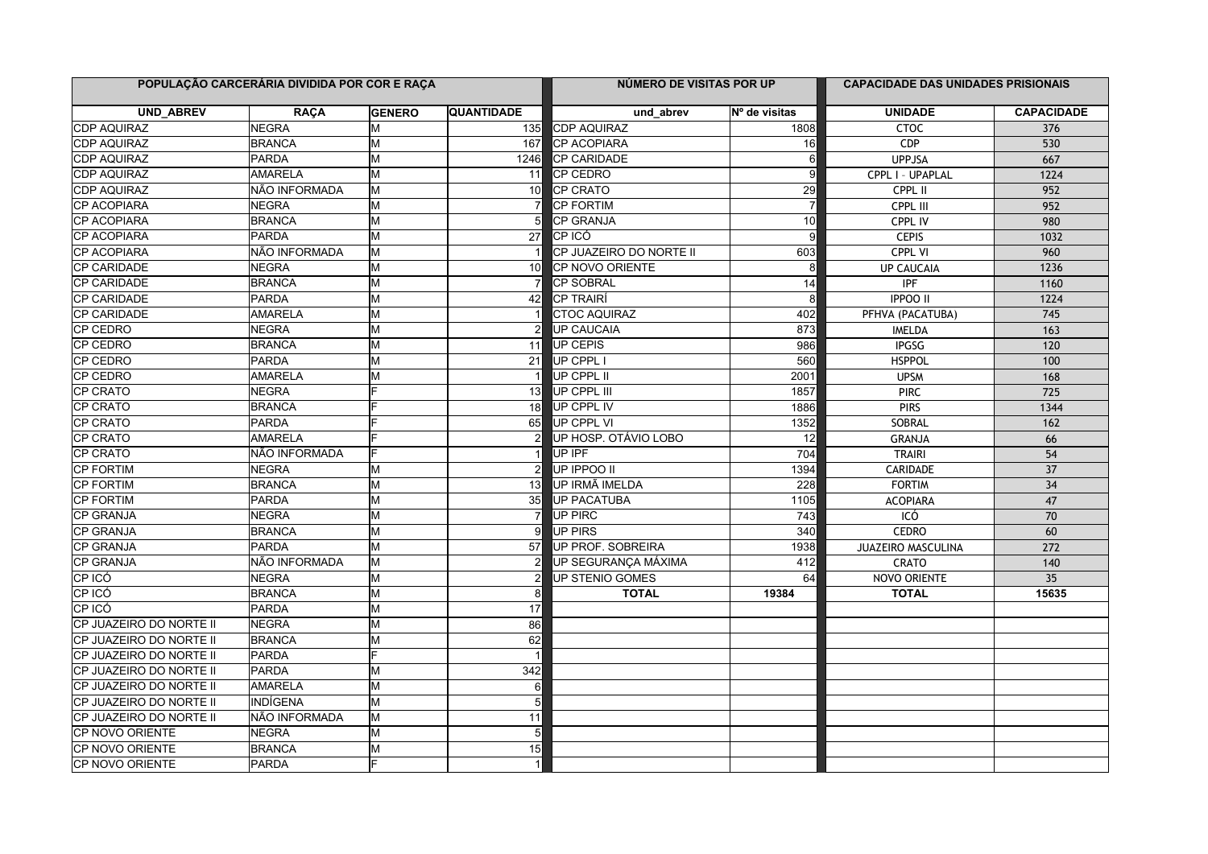| POPULAÇÃO CARCERÁRIA DIVIDIDA POR COR E RAÇA | | | | NÚMERO DE VISITAS POR UP | | CAPACIDADE DAS UNIDADES PRISIONAIS | |
|---|---|---|---|---|---|---|---|
| UND_ABREV | RAÇA | GENERO | QUANTIDADE | und_abrev | Nº de visitas | UNIDADE | CAPACIDADE |
| CDP AQUIRAZ | NEGRA | M | 135 | CDP AQUIRAZ | 1808 | CTOC | 376 |
| CDP AQUIRAZ | BRANCA | M | 167 | CP ACOPIARA | 16 | CDP | 530 |
| CDP AQUIRAZ | PARDA | M | 1246 | CP CARIDADE | 6 | UPPJSA | 667 |
| CDP AQUIRAZ | AMARELA | M | 11 | CP CEDRO | 9 | CPPL I - UPAPLAL | 1224 |
| CDP AQUIRAZ | NÃO INFORMADA | M | 10 | CP CRATO | 29 | CPPL II | 952 |
| CP ACOPIARA | NEGRA | M | 7 | CP FORTIM | 7 | CPPL III | 952 |
| CP ACOPIARA | BRANCA | M | 5 | CP GRANJA | 10 | CPPL IV | 980 |
| CP ACOPIARA | PARDA | M | 27 | CP ICÓ | 9 | CEPIS | 1032 |
| CP ACOPIARA | NÃO INFORMADA | M | 1 | CP JUAZEIRO DO NORTE II | 603 | CPPL VI | 960 |
| CP CARIDADE | NEGRA | M | 10 | CP NOVO ORIENTE | 8 | UP CAUCAIA | 1236 |
| CP CARIDADE | BRANCA | M | 7 | CP SOBRAL | 14 | IPF | 1160 |
| CP CARIDADE | PARDA | M | 42 | CP TRAIRÍ | 8 | IPPOO II | 1224 |
| CP CARIDADE | AMARELA | M | 1 | CTOC AQUIRAZ | 402 | PFHVA (PACATUBA) | 745 |
| CP CEDRO | NEGRA | M | 2 | UP CAUCAIA | 873 | IMELDA | 163 |
| CP CEDRO | BRANCA | M | 11 | UP CEPIS | 986 | IPGSG | 120 |
| CP CEDRO | PARDA | M | 21 | UP CPPL I | 560 | HSPPOL | 100 |
| CP CEDRO | AMARELA | M | 1 | UP CPPL II | 2001 | UPSM | 168 |
| CP CRATO | NEGRA | F | 13 | UP CPPL III | 1857 | PIRC | 725 |
| CP CRATO | BRANCA | F | 18 | UP CPPL IV | 1886 | PIRS | 1344 |
| CP CRATO | PARDA | F | 65 | UP CPPL VI | 1352 | SOBRAL | 162 |
| CP CRATO | AMARELA | F | 2 | UP HOSP. OTÁVIO LOBO | 12 | GRANJA | 66 |
| CP CRATO | NÃO INFORMADA | F | 1 | UP IPF | 704 | TRAIRI | 54 |
| CP FORTIM | NEGRA | M | 2 | UP IPPOO II | 1394 | CARIDADE | 37 |
| CP FORTIM | BRANCA | M | 13 | UP IRMÃ IMELDA | 228 | FORTIM | 34 |
| CP FORTIM | PARDA | M | 35 | UP PACATUBA | 1105 | ACOPIARA | 47 |
| CP GRANJA | NEGRA | M | 7 | UP PIRC | 743 | ICÓ | 70 |
| CP GRANJA | BRANCA | M | 9 | UP PIRS | 340 | CEDRO | 60 |
| CP GRANJA | PARDA | M | 57 | UP PROF. SOBREIRA | 1938 | JUAZEIRO MASCULINA | 272 |
| CP GRANJA | NÃO INFORMADA | M | 2 | UP SEGURANÇA MÁXIMA | 412 | CRATO | 140 |
| CP ICÓ | NEGRA | M | 2 | UP STENIO GOMES | 64 | NOVO ORIENTE | 35 |
| CP ICÓ | BRANCA | M | 8 | **TOTAL** | **19384** | **TOTAL** | **15635** |
| CP ICÓ | PARDA | M | 17 | | | | |
| CP JUAZEIRO DO NORTE II | NEGRA | M | 86 | | | | |
| CP JUAZEIRO DO NORTE II | BRANCA | M | 62 | | | | |
| CP JUAZEIRO DO NORTE II | PARDA | F | 1 | | | | |
| CP JUAZEIRO DO NORTE II | PARDA | M | 342 | | | | |
| CP JUAZEIRO DO NORTE II | AMARELA | M | 6 | | | | |
| CP JUAZEIRO DO NORTE II | INDÍGENA | M | 5 | | | | |
| CP JUAZEIRO DO NORTE II | NÃO INFORMADA | M | 11 | | | | |
| CP NOVO ORIENTE | NEGRA | M | 5 | | | | |
| CP NOVO ORIENTE | BRANCA | M | 15 | | | | |
| CP NOVO ORIENTE | PARDA | F | 1 | | | | |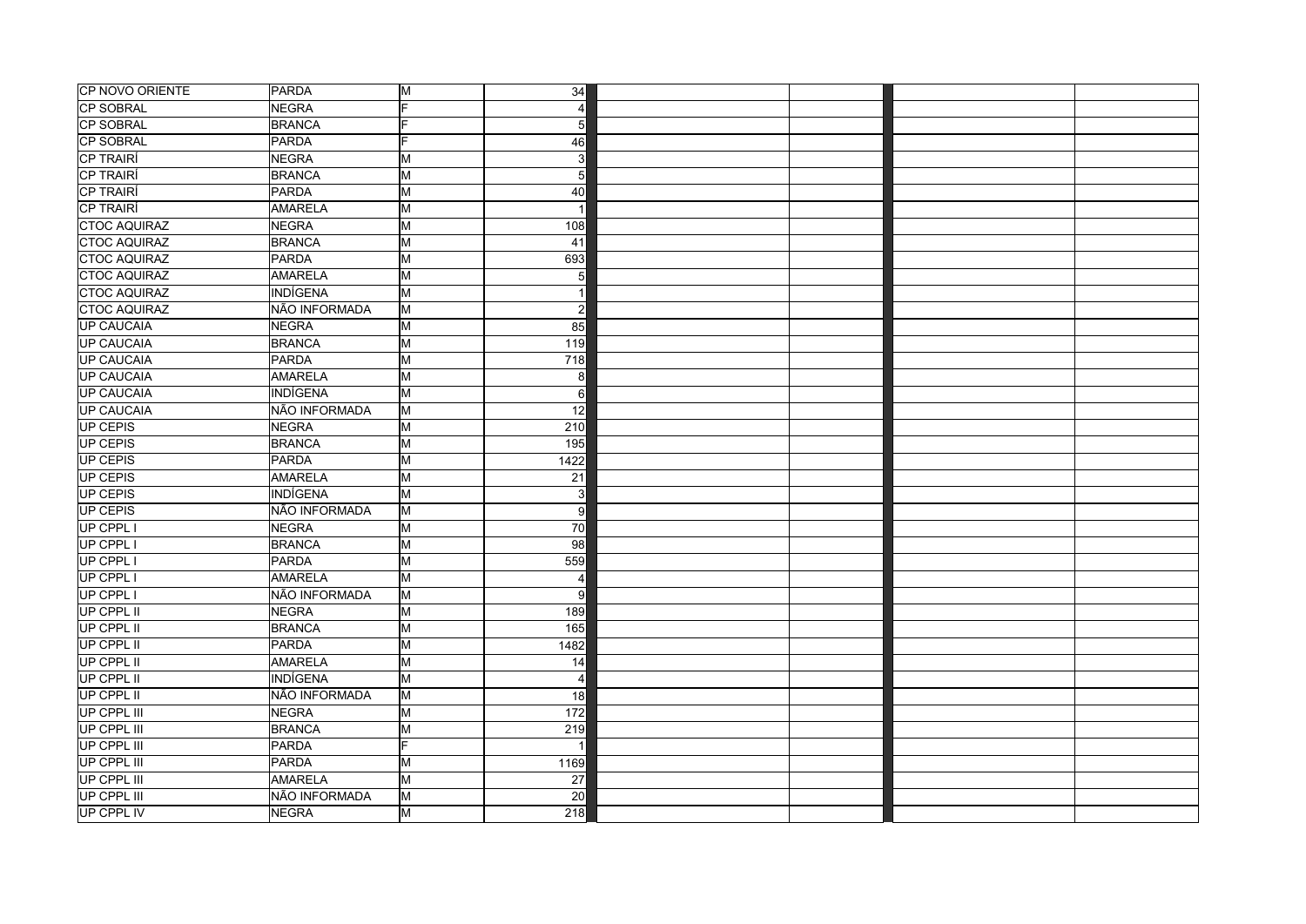| | | | | | | | |
|---|---|---|---|---|---|---|---|
| CP NOVO ORIENTE | PARDA | M | 34 | | | | |
| CP SOBRAL | NEGRA | F | 4 | | | | |
| CP SOBRAL | BRANCA | F | 5 | | | | |
| CP SOBRAL | PARDA | F | 46 | | | | |
| CP TRAIRÍ | NEGRA | M | 3 | | | | |
| CP TRAIRÍ | BRANCA | M | 5 | | | | |
| CP TRAIRÍ | PARDA | M | 40 | | | | |
| CP TRAIRÍ | AMARELA | M | 1 | | | | |
| CTOC AQUIRAZ | NEGRA | M | 108 | | | | |
| CTOC AQUIRAZ | BRANCA | M | 41 | | | | |
| CTOC AQUIRAZ | PARDA | M | 693 | | | | |
| CTOC AQUIRAZ | AMARELA | M | 5 | | | | |
| CTOC AQUIRAZ | INDÍGENA | M | 1 | | | | |
| CTOC AQUIRAZ | NÃO INFORMADA | M | 2 | | | | |
| UP CAUCAIA | NEGRA | M | 85 | | | | |
| UP CAUCAIA | BRANCA | M | 119 | | | | |
| UP CAUCAIA | PARDA | M | 718 | | | | |
| UP CAUCAIA | AMARELA | M | 8 | | | | |
| UP CAUCAIA | INDÍGENA | M | 6 | | | | |
| UP CAUCAIA | NÃO INFORMADA | M | 12 | | | | |
| UP CEPIS | NEGRA | M | 210 | | | | |
| UP CEPIS | BRANCA | M | 195 | | | | |
| UP CEPIS | PARDA | M | 1422 | | | | |
| UP CEPIS | AMARELA | M | 21 | | | | |
| UP CEPIS | INDÍGENA | M | 3 | | | | |
| UP CEPIS | NÃO INFORMADA | M | 9 | | | | |
| UP CPPL I | NEGRA | M | 70 | | | | |
| UP CPPL I | BRANCA | M | 98 | | | | |
| UP CPPL I | PARDA | M | 559 | | | | |
| UP CPPL I | AMARELA | M | 4 | | | | |
| UP CPPL I | NÃO INFORMADA | M | 9 | | | | |
| UP CPPL II | NEGRA | M | 189 | | | | |
| UP CPPL II | BRANCA | M | 165 | | | | |
| UP CPPL II | PARDA | M | 1482 | | | | |
| UP CPPL II | AMARELA | M | 14 | | | | |
| UP CPPL II | INDÍGENA | M | 4 | | | | |
| UP CPPL II | NÃO INFORMADA | M | 18 | | | | |
| UP CPPL III | NEGRA | M | 172 | | | | |
| UP CPPL III | BRANCA | M | 219 | | | | |
| UP CPPL III | PARDA | F | 1 | | | | |
| UP CPPL III | PARDA | M | 1169 | | | | |
| UP CPPL III | AMARELA | M | 27 | | | | |
| UP CPPL III | NÃO INFORMADA | M | 20 | | | | |
| UP CPPL IV | NEGRA | M | 218 | | | | |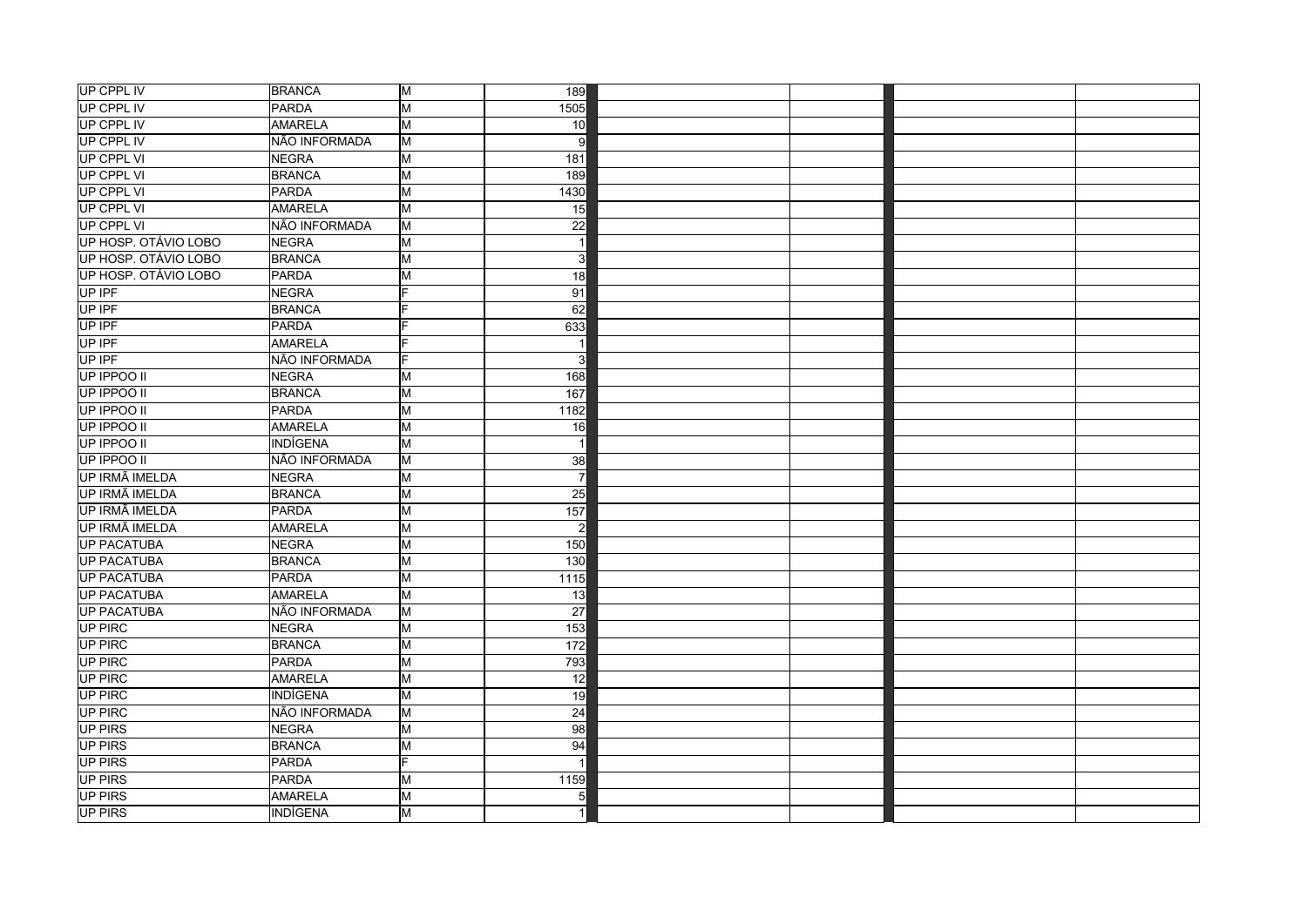| | | | | | | | |
|---|---|---|---|---|---|---|---|
| UP CPPL IV | BRANCA | M | 189 | | | | |
| UP CPPL IV | PARDA | M | 1505 | | | | |
| UP CPPL IV | AMARELA | M | 10 | | | | |
| UP CPPL IV | NÃO INFORMADA | M | 9 | | | | |
| UP CPPL VI | NEGRA | M | 181 | | | | |
| UP CPPL VI | BRANCA | M | 189 | | | | |
| UP CPPL VI | PARDA | M | 1430 | | | | |
| UP CPPL VI | AMARELA | M | 15 | | | | |
| UP CPPL VI | NÃO INFORMADA | M | 22 | | | | |
| UP HOSP. OTÁVIO LOBO | NEGRA | M | 1 | | | | |
| UP HOSP. OTÁVIO LOBO | BRANCA | M | 3 | | | | |
| UP HOSP. OTÁVIO LOBO | PARDA | M | 18 | | | | |
| UP IPF | NEGRA | F | 91 | | | | |
| UP IPF | BRANCA | F | 62 | | | | |
| UP IPF | PARDA | F | 633 | | | | |
| UP IPF | AMARELA | F | 1 | | | | |
| UP IPF | NÃO INFORMADA | F | 3 | | | | |
| UP IPPOO II | NEGRA | M | 168 | | | | |
| UP IPPOO II | BRANCA | M | 167 | | | | |
| UP IPPOO II | PARDA | M | 1182 | | | | |
| UP IPPOO II | AMARELA | M | 16 | | | | |
| UP IPPOO II | INDÍGENA | M | 1 | | | | |
| UP IPPOO II | NÃO INFORMADA | M | 38 | | | | |
| UP IRMÃ IMELDA | NEGRA | M | 7 | | | | |
| UP IRMÃ IMELDA | BRANCA | M | 25 | | | | |
| UP IRMÃ IMELDA | PARDA | M | 157 | | | | |
| UP IRMÃ IMELDA | AMARELA | M | 2 | | | | |
| UP PACATUBA | NEGRA | M | 150 | | | | |
| UP PACATUBA | BRANCA | M | 130 | | | | |
| UP PACATUBA | PARDA | M | 1115 | | | | |
| UP PACATUBA | AMARELA | M | 13 | | | | |
| UP PACATUBA | NÃO INFORMADA | M | 27 | | | | |
| UP PIRC | NEGRA | M | 153 | | | | |
| UP PIRC | BRANCA | M | 172 | | | | |
| UP PIRC | PARDA | M | 793 | | | | |
| UP PIRC | AMARELA | M | 12 | | | | |
| UP PIRC | INDÍGENA | M | 19 | | | | |
| UP PIRC | NÃO INFORMADA | M | 24 | | | | |
| UP PIRS | NEGRA | M | 98 | | | | |
| UP PIRS | BRANCA | M | 94 | | | | |
| UP PIRS | PARDA | F | 1 | | | | |
| UP PIRS | PARDA | M | 1159 | | | | |
| UP PIRS | AMARELA | M | 5 | | | | |
| UP PIRS | INDÍGENA | M | 1 | | | | |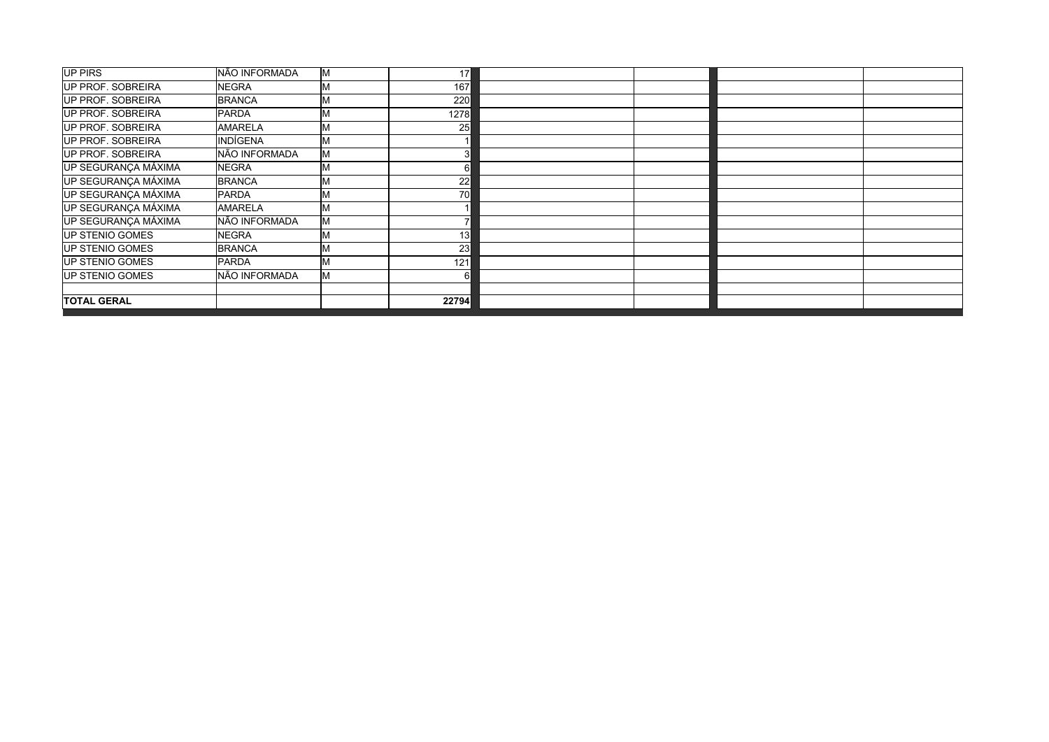| | | | | | | | |
|---|---|---|---|---|---|---|---|
| UP PIRS | NÃO INFORMADA | M | 17 | | | | |
| UP PROF. SOBREIRA | NEGRA | M | 167 | | | | |
| UP PROF. SOBREIRA | BRANCA | M | 220 | | | | |
| UP PROF. SOBREIRA | PARDA | M | 1278 | | | | |
| UP PROF. SOBREIRA | AMARELA | M | 25 | | | | |
| UP PROF. SOBREIRA | INDÍGENA | M | 1 | | | | |
| UP PROF. SOBREIRA | NÃO INFORMADA | M | 3 | | | | |
| UP SEGURANÇA MÁXIMA | NEGRA | M | 6 | | | | |
| UP SEGURANÇA MÁXIMA | BRANCA | M | 22 | | | | |
| UP SEGURANÇA MÁXIMA | PARDA | M | 70 | | | | |
| UP SEGURANÇA MÁXIMA | AMARELA | M | 1 | | | | |
| UP SEGURANÇA MÁXIMA | NÃO INFORMADA | M | 7 | | | | |
| UP STENIO GOMES | NEGRA | M | 13 | | | | |
| UP STENIO GOMES | BRANCA | M | 23 | | | | |
| UP STENIO GOMES | PARDA | M | 121 | | | | |
| UP STENIO GOMES | NÃO INFORMADA | M | 6 | | | | |
| | | | | | | | |
| **TOTAL GERAL** | | | **22794** | | | | |